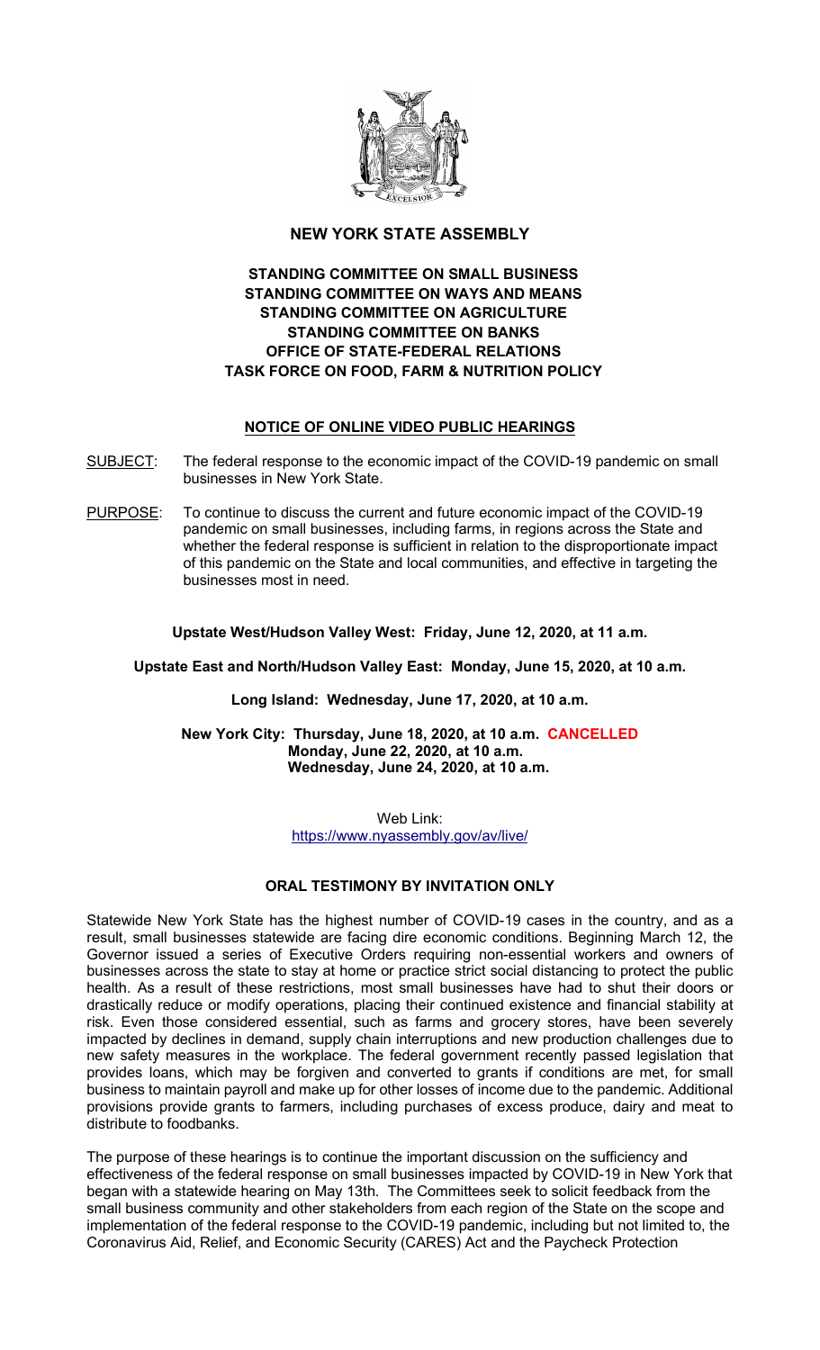# NEW YORK STATE ASSEMBLY

## STANDING COMMITTEE ON SMALL BUSINESS
## STANDING COMMITTEE ON WAYS AND MEANS
## STANDING COMMITTEE ON AGRICULTURE
## STANDING COMMITTEE ON BANKS
## OFFICE OF STATE-FEDERAL RELATIONS
## TASK FORCE ON FOOD, FARM & NUTRITION POLICY

### NOTICE OF ONLINE VIDEO PUBLIC HEARINGS

SUBJECT: The federal response to the economic impact of the COVID-19 pandemic on small businesses in New York State.

PURPOSE: To continue to discuss the current and future economic impact of the COVID-19 pandemic on small businesses, including farms, in regions across the State and whether the federal response is sufficient in relation to the disproportionate impact of this pandemic on the State and local communities, and effective in targeting the businesses most in need.

**Upstate West/Hudson Valley West: Friday, June 12, 2020, at 11 a.m.**

**Upstate East and North/Hudson Valley East: Monday, June 15, 2020, at 10 a.m.**

**Long Island: Wednesday, June 17, 2020, at 10 a.m.**

**New York City: Thursday, June 18, 2020, at 10 a.m. CANCELLED**
**Monday, June 22, 2020, at 10 a.m.**
**Wednesday, June 24, 2020, at 10 a.m.**

Web Link:
https://www.nyassembly.gov/av/live/

### ORAL TESTIMONY BY INVITATION ONLY

Statewide New York State has the highest number of COVID-19 cases in the country, and as a result, small businesses statewide are facing dire economic conditions. Beginning March 12, the Governor issued a series of Executive Orders requiring non-essential workers and owners of businesses across the state to stay at home or practice strict social distancing to protect the public health. As a result of these restrictions, most small businesses have had to shut their doors or drastically reduce or modify operations, placing their continued existence and financial stability at risk. Even those considered essential, such as farms and grocery stores, have been severely impacted by declines in demand, supply chain interruptions and new production challenges due to new safety measures in the workplace. The federal government recently passed legislation that provides loans, which may be forgiven and converted to grants if conditions are met, for small business to maintain payroll and make up for other losses of income due to the pandemic. Additional provisions provide grants to farmers, including purchases of excess produce, dairy and meat to distribute to foodbanks.

The purpose of these hearings is to continue the important discussion on the sufficiency and effectiveness of the federal response on small businesses impacted by COVID-19 in New York that began with a statewide hearing on May 13th. The Committees seek to solicit feedback from the small business community and other stakeholders from each region of the State on the scope and implementation of the federal response to the COVID-19 pandemic, including but not limited to, the Coronavirus Aid, Relief, and Economic Security (CARES) Act and the Paycheck Protection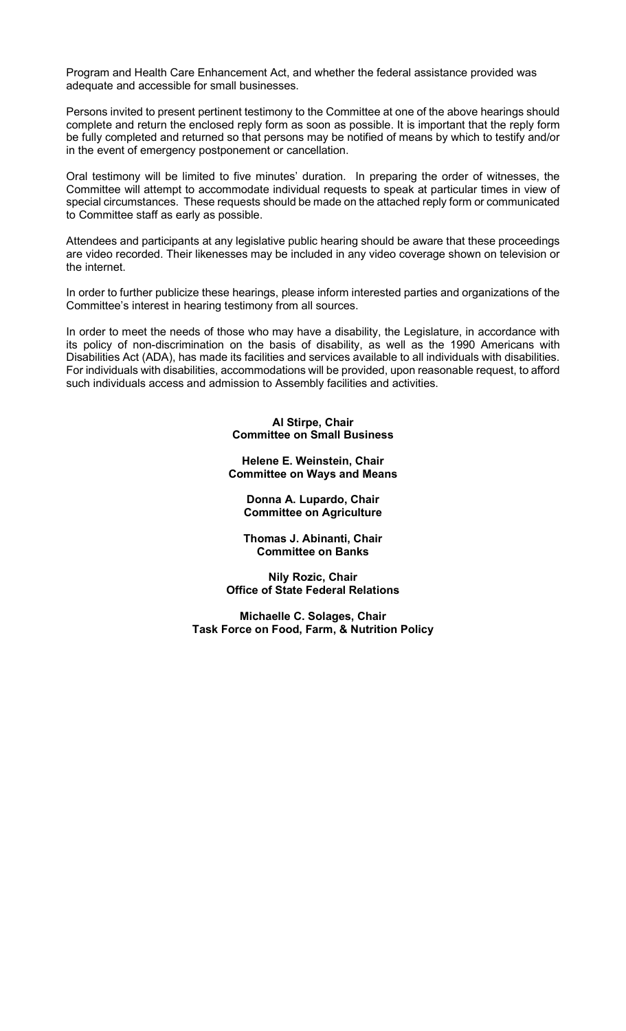Program and Health Care Enhancement Act, and whether the federal assistance provided was adequate and accessible for small businesses.

Persons invited to present pertinent testimony to the Committee at one of the above hearings should complete and return the enclosed reply form as soon as possible. It is important that the reply form be fully completed and returned so that persons may be notified of means by which to testify and/or in the event of emergency postponement or cancellation.

Oral testimony will be limited to five minutes' duration. In preparing the order of witnesses, the Committee will attempt to accommodate individual requests to speak at particular times in view of special circumstances. These requests should be made on the attached reply form or communicated to Committee staff as early as possible.

Attendees and participants at any legislative public hearing should be aware that these proceedings are video recorded. Their likenesses may be included in any video coverage shown on television or the internet.

In order to further publicize these hearings, please inform interested parties and organizations of the Committee's interest in hearing testimony from all sources.

In order to meet the needs of those who may have a disability, the Legislature, in accordance with its policy of non-discrimination on the basis of disability, as well as the 1990 Americans with Disabilities Act (ADA), has made its facilities and services available to all individuals with disabilities. For individuals with disabilities, accommodations will be provided, upon reasonable request, to afford such individuals access and admission to Assembly facilities and activities.

**Al Stirpe, Chair**
**Committee on Small Business**

**Helene E. Weinstein, Chair**
**Committee on Ways and Means**

**Donna A. Lupardo, Chair**
**Committee on Agriculture**

**Thomas J. Abinanti, Chair**
**Committee on Banks**

**Nily Rozic, Chair**
**Office of State Federal Relations**

**Michaelle C. Solages, Chair**
**Task Force on Food, Farm, & Nutrition Policy**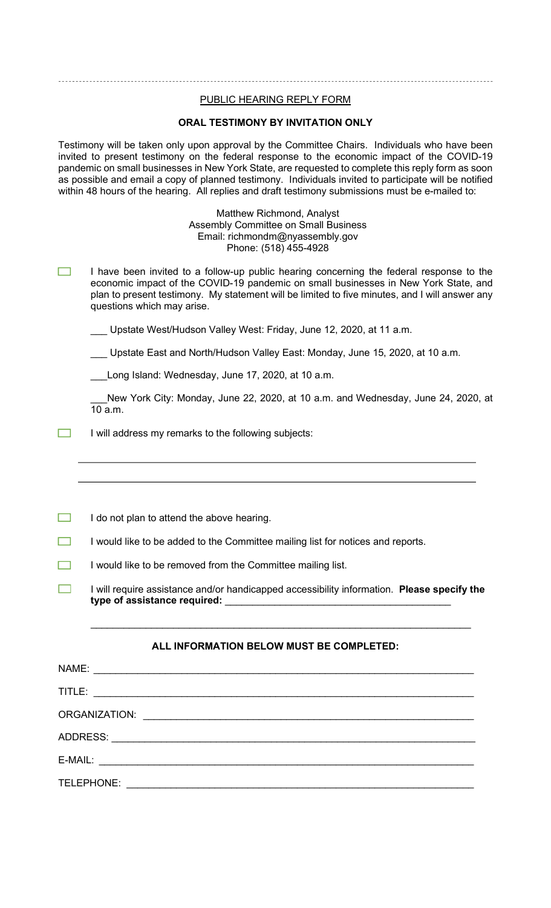PUBLIC HEARING REPLY FORM

**ORAL TESTIMONY BY INVITATION ONLY**

Testimony will be taken only upon approval by the Committee Chairs. Individuals who have been invited to present testimony on the federal response to the economic impact of the COVID-19 pandemic on small businesses in New York State, are requested to complete this reply form as soon as possible and email a copy of planned testimony. Individuals invited to participate will be notified within 48 hours of the hearing. All replies and draft testimony submissions must be e-mailed to:

Matthew Richmond, Analyst
Assembly Committee on Small Business
Email: richmondm@nyassembly.gov
Phone: (518) 455-4928

☐ I have been invited to a follow-up public hearing concerning the federal response to the economic impact of the COVID-19 pandemic on small businesses in New York State, and plan to present testimony. My statement will be limited to five minutes, and I will answer any questions which may arise.

___ Upstate West/Hudson Valley West: Friday, June 12, 2020, at 11 a.m.

___ Upstate East and North/Hudson Valley East: Monday, June 15, 2020, at 10 a.m.

___Long Island: Wednesday, June 17, 2020, at 10 a.m.

___New York City: Monday, June 22, 2020, at 10 a.m. and Wednesday, June 24, 2020, at 10 a.m.

☐ I will address my remarks to the following subjects:

______________________________________________________________________

______________________________________________________________________

☐ I do not plan to attend the above hearing.

☐ I would like to be added to the Committee mailing list for notices and reports.

☐ I would like to be removed from the Committee mailing list.

☐ I will require assistance and/or handicapped accessibility information. **Please specify the type of assistance required:** ________________________________________

______________________________________________________________________

**ALL INFORMATION BELOW MUST BE COMPLETED:**

NAME: ______________________________________________________________

TITLE: ______________________________________________________________

ORGANIZATION: ______________________________________________________

ADDRESS: ___________________________________________________________

E-MAIL: _____________________________________________________________

TELEPHONE: _________________________________________________________